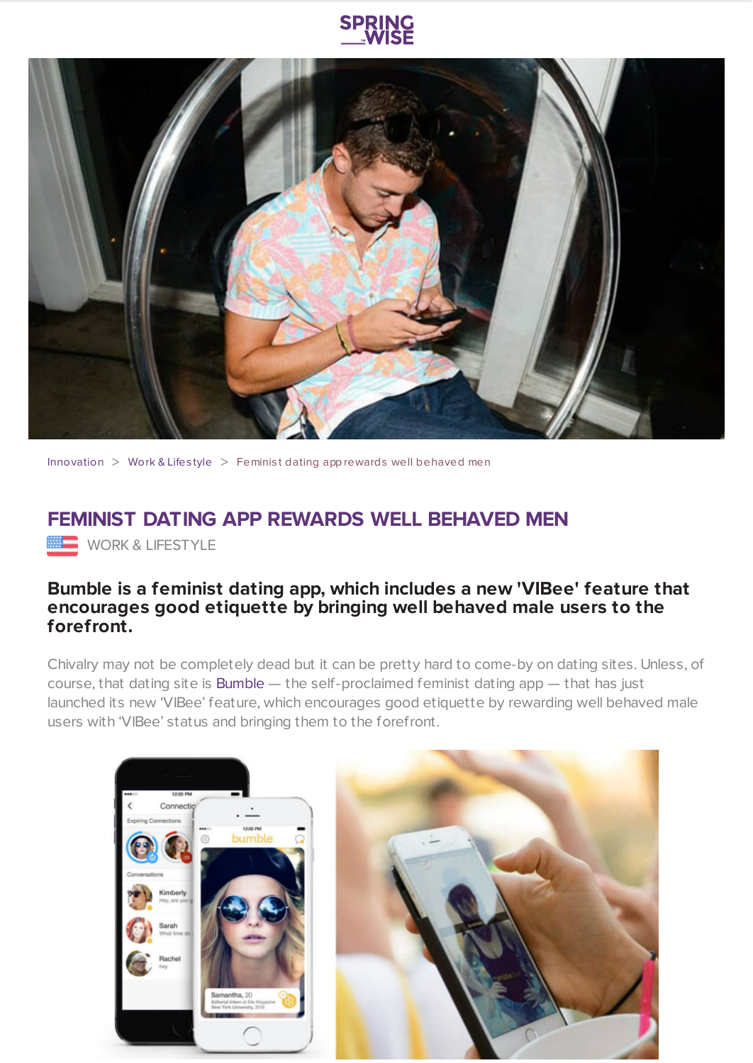Innovation > Work & Lifestyle > Feminist dating app rewards well behaved men

# FEMINIST DATING APP REWARDS WELL BEHAVED MEN

WORK & LIFESTYLE

**Bumble is a feminist dating app, which includes a new 'VIBee' feature that encourages good etiquette by bringing well behaved male users to the forefront.**

Chivalry may not be completely dead but it can be pretty hard to come-by on dating sites. Unless, of course, that dating site is Bumble — the self-proclaimed feminist dating app — that has just launched its new 'VIBee' feature, which encourages good etiquette by rewarding well behaved male users with 'VIBee' status and bringing them to the forefront.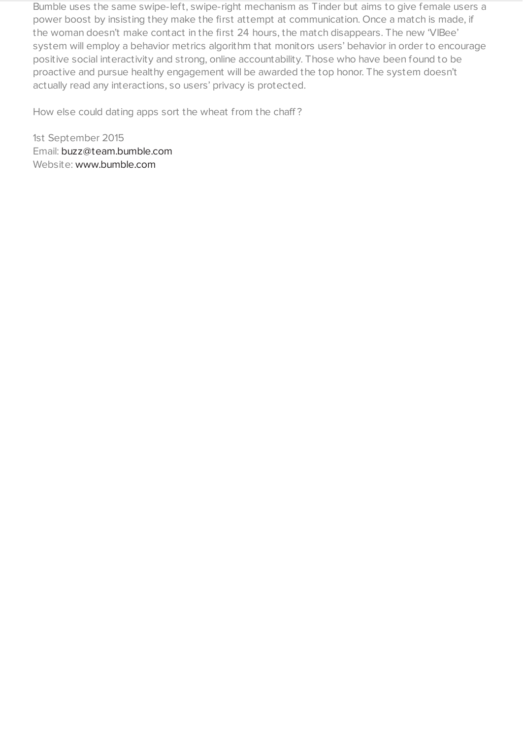Bumble uses the same swipe-left, swipe-right mechanism as Tinder but aims to give female users a power boost by insisting they make the first attempt at communication. Once a match is made, if the woman doesn't make contact in the first 24 hours, the match disappears. The new 'VIBee' system will employ a behavior metrics algorithm that monitors users' behavior in order to encourage positive social interactivity and strong, online accountability. Those who have been found to be proactive and pursue healthy engagement will be awarded the top honor. The system doesn't actually read any interactions, so users' privacy is protected.

How else could dating apps sort the wheat from the chaff?

1st September 2015
Email: buzz@team.bumble.com
Website: www.bumble.com